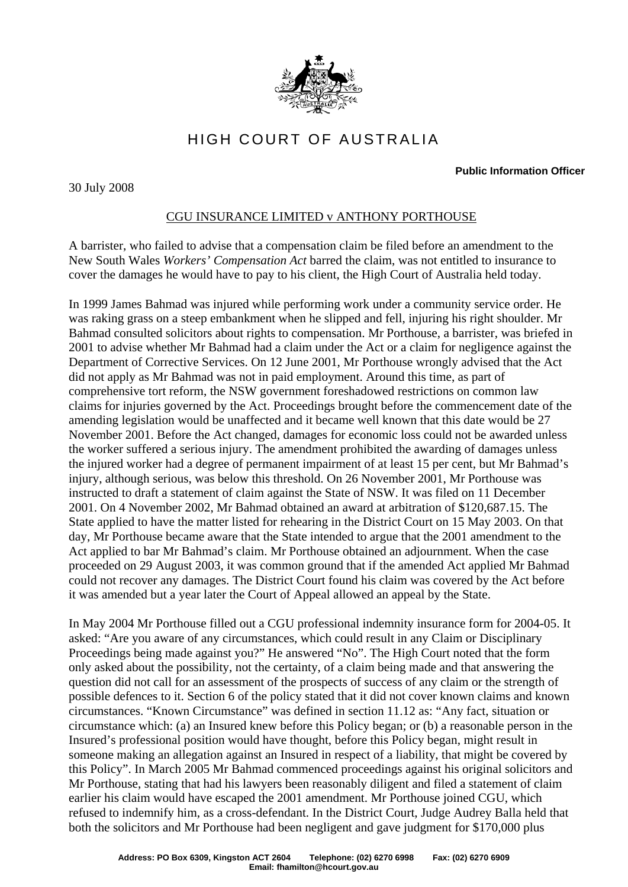# HIGH COURT OF AUSTRALIA

**Public Information Officer**

30 July 2008

## CGU INSURANCE LIMITED v ANTHONY PORTHOUSE

A barrister, who failed to advise that a compensation claim be filed before an amendment to the New South Wales *Workers' Compensation Act* barred the claim, was not entitled to insurance to cover the damages he would have to pay to his client, the High Court of Australia held today.

In 1999 James Bahmad was injured while performing work under a community service order. He was raking grass on a steep embankment when he slipped and fell, injuring his right shoulder. Mr Bahmad consulted solicitors about rights to compensation. Mr Porthouse, a barrister, was briefed in 2001 to advise whether Mr Bahmad had a claim under the Act or a claim for negligence against the Department of Corrective Services. On 12 June 2001, Mr Porthouse wrongly advised that the Act did not apply as Mr Bahmad was not in paid employment. Around this time, as part of comprehensive tort reform, the NSW government foreshadowed restrictions on common law claims for injuries governed by the Act. Proceedings brought before the commencement date of the amending legislation would be unaffected and it became well known that this date would be 27 November 2001. Before the Act changed, damages for economic loss could not be awarded unless the worker suffered a serious injury. The amendment prohibited the awarding of damages unless the injured worker had a degree of permanent impairment of at least 15 per cent, but Mr Bahmad's injury, although serious, was below this threshold. On 26 November 2001, Mr Porthouse was instructed to draft a statement of claim against the State of NSW. It was filed on 11 December 2001. On 4 November 2002, Mr Bahmad obtained an award at arbitration of $120,687.15. The State applied to have the matter listed for rehearing in the District Court on 15 May 2003. On that day, Mr Porthouse became aware that the State intended to argue that the 2001 amendment to the Act applied to bar Mr Bahmad's claim. Mr Porthouse obtained an adjournment. When the case proceeded on 29 August 2003, it was common ground that if the amended Act applied Mr Bahmad could not recover any damages. The District Court found his claim was covered by the Act before it was amended but a year later the Court of Appeal allowed an appeal by the State.

In May 2004 Mr Porthouse filled out a CGU professional indemnity insurance form for 2004-05. It asked: "Are you aware of any circumstances, which could result in any Claim or Disciplinary Proceedings being made against you?" He answered "No". The High Court noted that the form only asked about the possibility, not the certainty, of a claim being made and that answering the question did not call for an assessment of the prospects of success of any claim or the strength of possible defences to it. Section 6 of the policy stated that it did not cover known claims and known circumstances. "Known Circumstance" was defined in section 11.12 as: "Any fact, situation or circumstance which: (a) an Insured knew before this Policy began; or (b) a reasonable person in the Insured's professional position would have thought, before this Policy began, might result in someone making an allegation against an Insured in respect of a liability, that might be covered by this Policy". In March 2005 Mr Bahmad commenced proceedings against his original solicitors and Mr Porthouse, stating that had his lawyers been reasonably diligent and filed a statement of claim earlier his claim would have escaped the 2001 amendment. Mr Porthouse joined CGU, which refused to indemnify him, as a cross-defendant. In the District Court, Judge Audrey Balla held that both the solicitors and Mr Porthouse had been negligent and gave judgment for $170,000 plus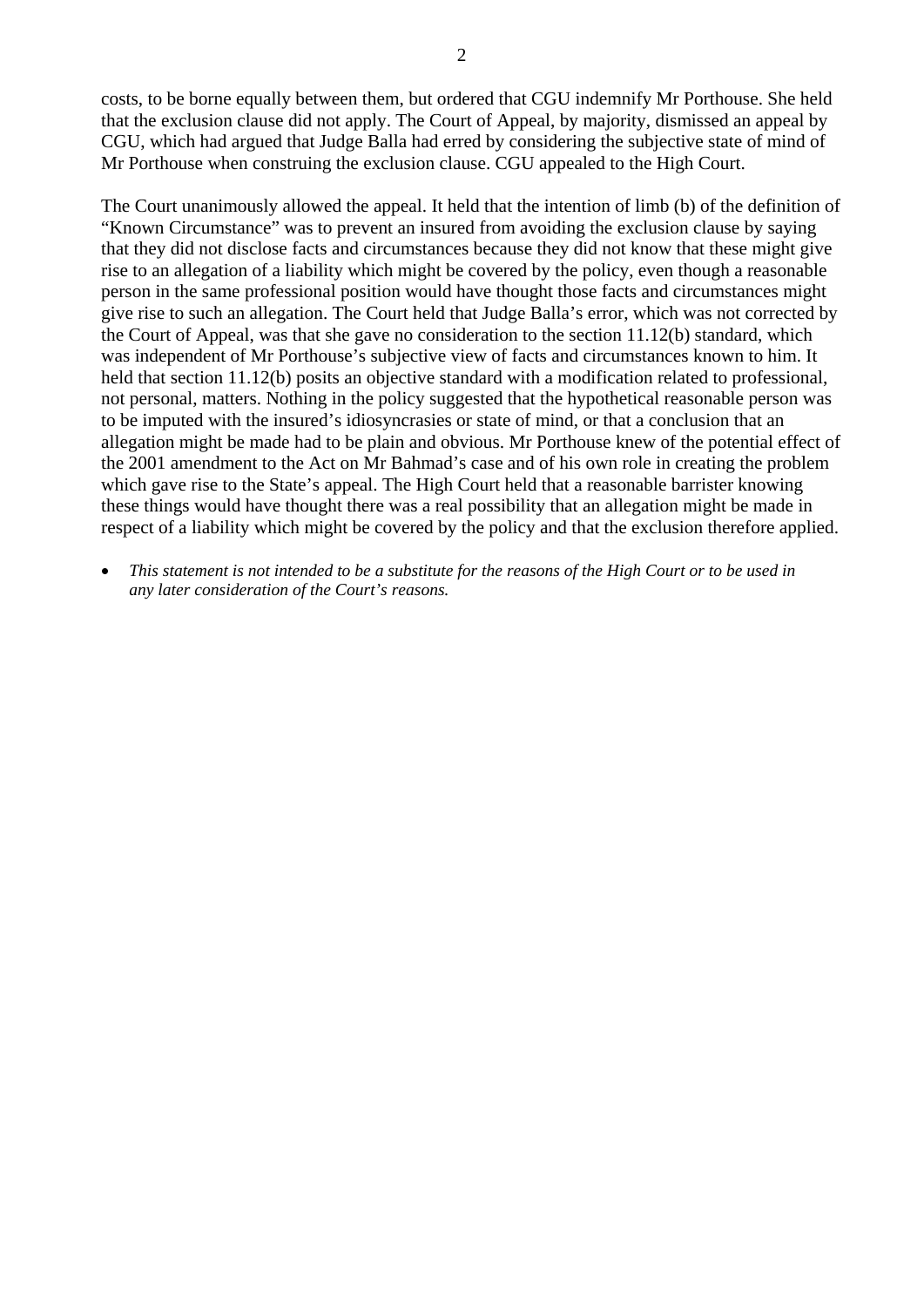costs, to be borne equally between them, but ordered that CGU indemnify Mr Porthouse. She held that the exclusion clause did not apply. The Court of Appeal, by majority, dismissed an appeal by CGU, which had argued that Judge Balla had erred by considering the subjective state of mind of Mr Porthouse when construing the exclusion clause. CGU appealed to the High Court.

The Court unanimously allowed the appeal. It held that the intention of limb (b) of the definition of "Known Circumstance" was to prevent an insured from avoiding the exclusion clause by saying that they did not disclose facts and circumstances because they did not know that these might give rise to an allegation of a liability which might be covered by the policy, even though a reasonable person in the same professional position would have thought those facts and circumstances might give rise to such an allegation. The Court held that Judge Balla's error, which was not corrected by the Court of Appeal, was that she gave no consideration to the section 11.12(b) standard, which was independent of Mr Porthouse's subjective view of facts and circumstances known to him. It held that section 11.12(b) posits an objective standard with a modification related to professional, not personal, matters. Nothing in the policy suggested that the hypothetical reasonable person was to be imputed with the insured's idiosyncrasies or state of mind, or that a conclusion that an allegation might be made had to be plain and obvious. Mr Porthouse knew of the potential effect of the 2001 amendment to the Act on Mr Bahmad's case and of his own role in creating the problem which gave rise to the State's appeal. The High Court held that a reasonable barrister knowing these things would have thought there was a real possibility that an allegation might be made in respect of a liability which might be covered by the policy and that the exclusion therefore applied.

- *This statement is not intended to be a substitute for the reasons of the High Court or to be used in any later consideration of the Court's reasons.*